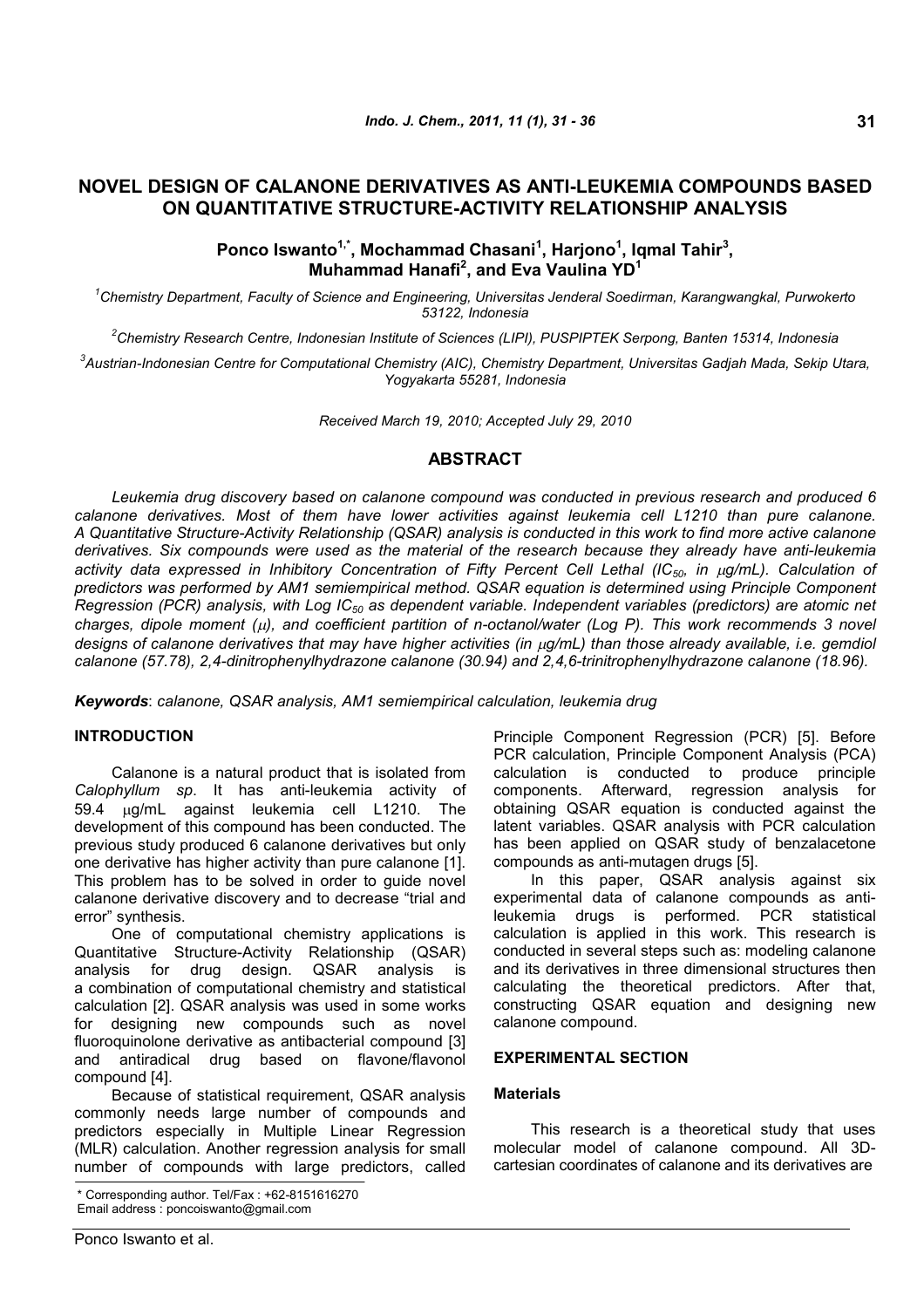# NOVEL DESIGN OF CALANONE DERIVATIVES AS ANTI-LEUKEMIA COMPOUNDS BASED ON QUANTITATIVE STRUCTURE-ACTIVITY RELATIONSHIP ANALYSIS

**Ponco Iswanto[1,*], Mochammad Chasani[1], Harjono[1], Iqmal Tahir[3], Muhammad Hanafi[2], and Eva Vaulina YD[1]**

[1] *Chemistry Department, Faculty of Science and Engineering, Universitas Jenderal Soedirman, Karangwangkal, Purwokerto 53122, Indonesia*

[2] *Chemistry Research Centre, Indonesian Institute of Sciences (LIPI), PUSPIPTEK Serpong, Banten 15314, Indonesia*

[3] *Austrian-Indonesian Centre for Computational Chemistry (AIC), Chemistry Department, Universitas Gadjah Mada, Sekip Utara, Yogyakarta 55281, Indonesia*

*Received March 19, 2010; Accepted July 29, 2010*

## ABSTRACT

*Leukemia drug discovery based on calanone compound was conducted in previous research and produced 6 calanone derivatives. Most of them have lower activities against leukemia cell L1210 than pure calanone. A Quantitative Structure-Activity Relationship (QSAR) analysis is conducted in this work to find more active calanone derivatives. Six compounds were used as the material of the research because they already have anti-leukemia activity data expressed in Inhibitory Concentration of Fifty Percent Cell Lethal ($IC_{50}$, in μg/mL). Calculation of predictors was performed by AM1 semiempirical method. QSAR equation is determined using Principle Component Regression (PCR) analysis, with Log $IC_{50}$ as dependent variable. Independent variables (predictors) are atomic net charges, dipole moment (μ), and coefficient partition of n-octanol/water (Log P). This work recommends 3 novel designs of calanone derivatives that may have higher activities (in μg/mL) than those already available, i.e. gemdiol calanone (57.78), 2,4-dinitrophenylhydrazone calanone (30.94) and 2,4,6-trinitrophenylhydrazone calanone (18.96).*

***Keywords***: *calanone, QSAR analysis, AM1 semiempirical calculation, leukemia drug*

## INTRODUCTION

Calanone is a natural product that is isolated from *Calophyllum sp*. It has anti-leukemia activity of 59.4 μg/mL against leukemia cell L1210. The development of this compound has been conducted. The previous study produced 6 calanone derivatives but only one derivative has higher activity than pure calanone [1]. This problem has to be solved in order to guide novel calanone derivative discovery and to decrease "trial and error" synthesis.

One of computational chemistry applications is Quantitative Structure-Activity Relationship (QSAR) analysis for drug design. QSAR analysis is a combination of computational chemistry and statistical calculation [2]. QSAR analysis was used in some works for designing new compounds such as novel fluoroquinolone derivative as antibacterial compound [3] and antiradical drug based on flavone/flavonol compound [4].

Because of statistical requirement, QSAR analysis commonly needs large number of compounds and predictors especially in Multiple Linear Regression (MLR) calculation. Another regression analysis for small number of compounds with large predictors, called Principle Component Regression (PCR) [5]. Before PCR calculation, Principle Component Analysis (PCA) calculation is conducted to produce principle components. Afterward, regression analysis for obtaining QSAR equation is conducted against the latent variables. QSAR analysis with PCR calculation has been applied on QSAR study of benzalacetone compounds as anti-mutagen drugs [5].

In this paper, QSAR analysis against six experimental data of calanone compounds as anti-leukemia drugs is performed. PCR statistical calculation is applied in this work. This research is conducted in several steps such as: modeling calanone and its derivatives in three dimensional structures then calculating the theoretical predictors. After that, constructing QSAR equation and designing new calanone compound.

## EXPERIMENTAL SECTION

### Materials

This research is a theoretical study that uses molecular model of calanone compound. All 3D-cartesian coordinates of calanone and its derivatives are

\* Corresponding author. Tel/Fax : +62-8151616270
Email address : poncoiswanto@gmail.com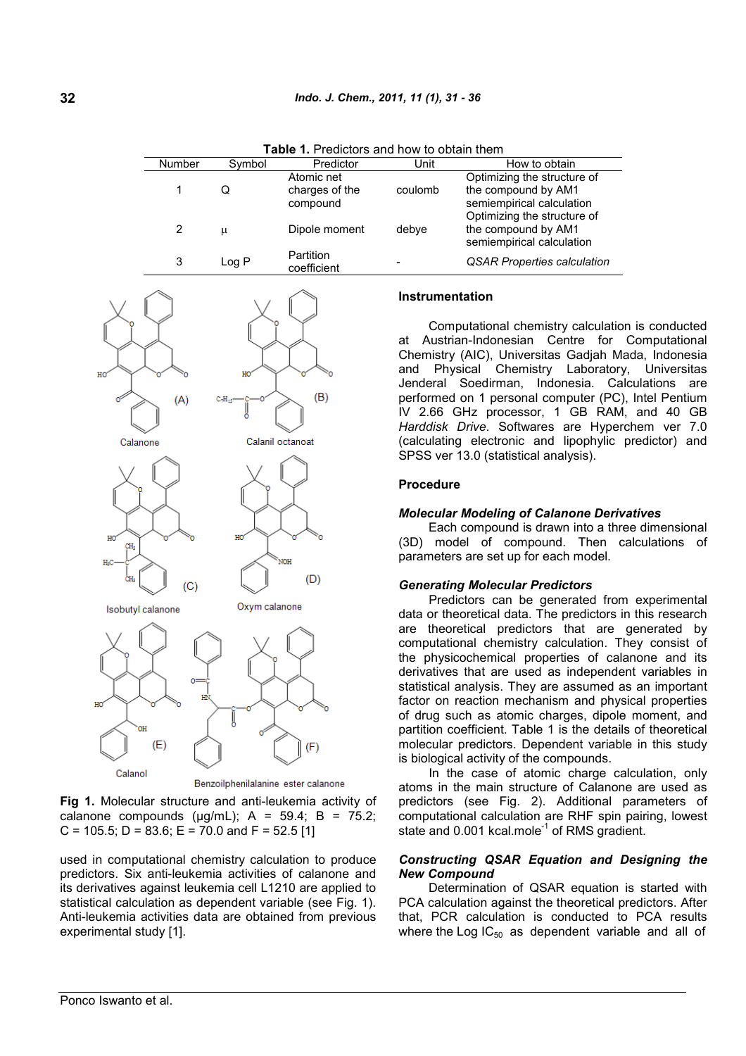**Table 1.** Predictors and how to obtain them

| Number | Symbol | Predictor | Unit | How to obtain |
|---|---|---|---|---|
| 1 | Q | Atomic net charges of the compound | coulomb | Optimizing the structure of the compound by AM1 semiempirical calculation |
| 2 | μ | Dipole moment | debye | Optimizing the structure of the compound by AM1 semiempirical calculation |
| 3 | Log P | Partition coefficient | - | *QSAR Properties calculation* |

**Fig 1.** Molecular structure and anti-leukemia activity of calanone compounds (μg/mL); A = 59.4; B = 75.2; C = 105.5; D = 83.6; E = 70.0 and F = 52.5 [1]

used in computational chemistry calculation to produce predictors. Six anti-leukemia activities of calanone and its derivatives against leukemia cell L1210 are applied to statistical calculation as dependent variable (see Fig. 1). Anti-leukemia activities data are obtained from previous experimental study [1].

## Instrumentation

Computational chemistry calculation is conducted at Austrian-Indonesian Centre for Computational Chemistry (AIC), Universitas Gadjah Mada, Indonesia and Physical Chemistry Laboratory, Universitas Jenderal Soedirman, Indonesia. Calculations are performed on 1 personal computer (PC), Intel Pentium IV 2.66 GHz processor, 1 GB RAM, and 40 GB *Harddisk Drive*. Softwares are Hyperchem ver 7.0 (calculating electronic and lipophylic predictor) and SPSS ver 13.0 (statistical analysis).

## Procedure

### *Molecular Modeling of Calanone Derivatives*

Each compound is drawn into a three dimensional (3D) model of compound. Then calculations of parameters are set up for each model.

### *Generating Molecular Predictors*

Predictors can be generated from experimental data or theoretical data. The predictors in this research are theoretical predictors that are generated by computational chemistry calculation. They consist of the physicochemical properties of calanone and its derivatives that are used as independent variables in statistical analysis. They are assumed as an important factor on reaction mechanism and physical properties of drug such as atomic charges, dipole moment, and partition coefficient. Table 1 is the details of theoretical molecular predictors. Dependent variable in this study is biological activity of the compounds.

In the case of atomic charge calculation, only atoms in the main structure of Calanone are used as predictors (see Fig. 2). Additional parameters of computational calculation are RHF spin pairing, lowest state and 0.001 kcal.mole$^{-1}$ of RMS gradient.

### *Constructing QSAR Equation and Designing the New Compound*

Determination of QSAR equation is started with PCA calculation against the theoretical predictors. After that, PCR calculation is conducted to PCA results where the Log $IC_{50}$ as dependent variable and all of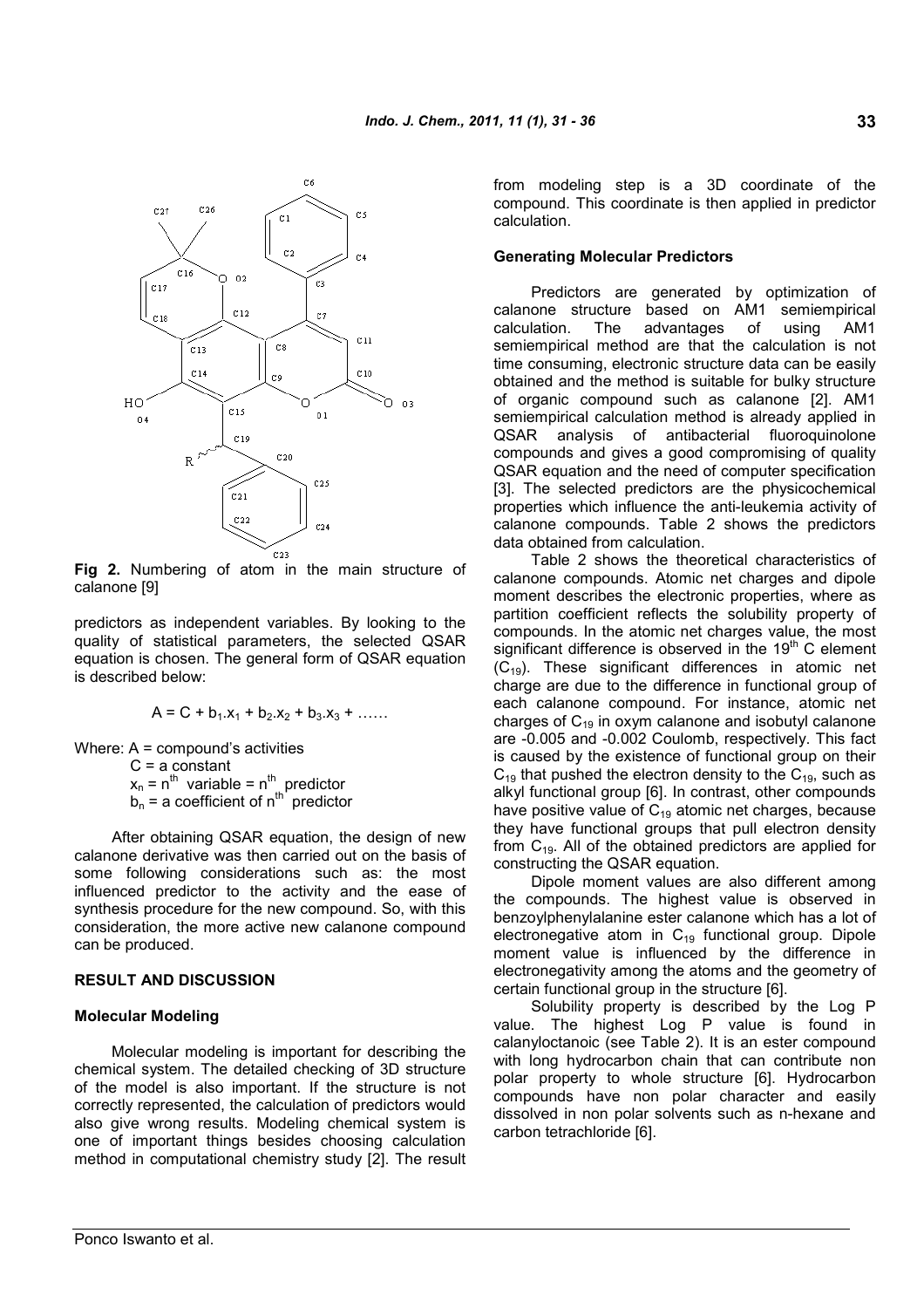**Fig 2.** Numbering of atom in the main structure of calanone [9]

predictors as independent variables. By looking to the quality of statistical parameters, the selected QSAR equation is chosen. The general form of QSAR equation is described below:

$$A = C + b_1.x_1 + b_2.x_2 + b_3.x_3 + \ldots\ldots$$

Where: A = compound's activities
C = a constant
$x_n$ = $n^{th}$ variable = $n^{th}$ predictor
$b_n$ = a coefficient of $n^{th}$ predictor

After obtaining QSAR equation, the design of new calanone derivative was then carried out on the basis of some following considerations such as: the most influenced predictor to the activity and the ease of synthesis procedure for the new compound. So, with this consideration, the more active new calanone compound can be produced.

## RESULT AND DISCUSSION

### Molecular Modeling

Molecular modeling is important for describing the chemical system. The detailed checking of 3D structure of the model is also important. If the structure is not correctly represented, the calculation of predictors would also give wrong results. Modeling chemical system is one of important things besides choosing calculation method in computational chemistry study [2]. The result from modeling step is a 3D coordinate of the compound. This coordinate is then applied in predictor calculation.

### Generating Molecular Predictors

Predictors are generated by optimization of calanone structure based on AM1 semiempirical calculation. The advantages of using AM1 semiempirical method are that the calculation is not time consuming, electronic structure data can be easily obtained and the method is suitable for bulky structure of organic compound such as calanone [2]. AM1 semiempirical calculation method is already applied in QSAR analysis of antibacterial fluoroquinolone compounds and gives a good compromising of quality QSAR equation and the need of computer specification [3]. The selected predictors are the physicochemical properties which influence the anti-leukemia activity of calanone compounds. Table 2 shows the predictors data obtained from calculation.

Table 2 shows the theoretical characteristics of calanone compounds. Atomic net charges and dipole moment describes the electronic properties, where as partition coefficient reflects the solubility property of compounds. In the atomic net charges value, the most significant difference is observed in the $19^{th}$ C element ($C_{19}$). These significant differences in atomic net charge are due to the difference in functional group of each calanone compound. For instance, atomic net charges of $C_{19}$ in oxym calanone and isobutyl calanone are -0.005 and -0.002 Coulomb, respectively. This fact is caused by the existence of functional group on their $C_{19}$ that pushed the electron density to the $C_{19}$, such as alkyl functional group [6]. In contrast, other compounds have positive value of $C_{19}$ atomic net charges, because they have functional groups that pull electron density from $C_{19}$. All of the obtained predictors are applied for constructing the QSAR equation.

Dipole moment values are also different among the compounds. The highest value is observed in benzoylphenylalanine ester calanone which has a lot of electronegative atom in $C_{19}$ functional group. Dipole moment value is influenced by the difference in electronegativity among the atoms and the geometry of certain functional group in the structure [6].

Solubility property is described by the Log P value. The highest Log P value is found in calanyloctanoic (see Table 2). It is an ester compound with long hydrocarbon chain that can contribute non polar property to whole structure [6]. Hydrocarbon compounds have non polar character and easily dissolved in non polar solvents such as n-hexane and carbon tetrachloride [6].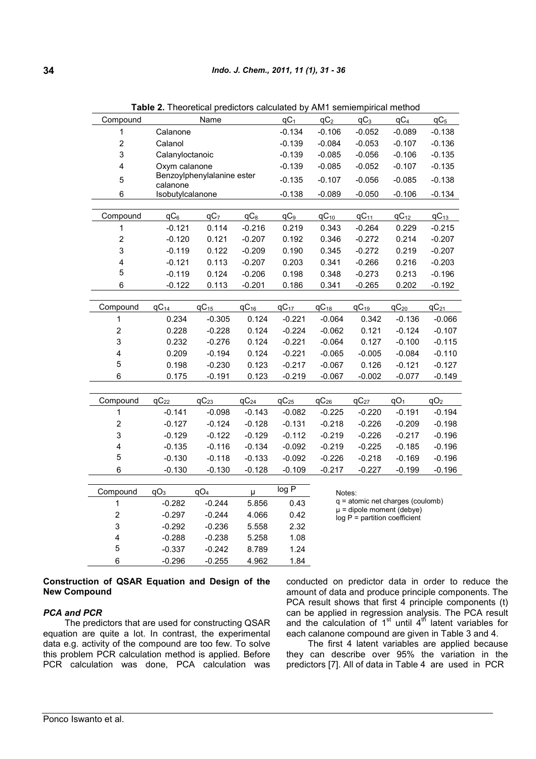**Table 2.** Theoretical predictors calculated by AM1 semiempirical method

| Compound | Name | $qC_1$ | $qC_2$ | $qC_3$ | $qC_4$ | $qC_5$ |
|---|---|---|---|---|---|---|
| 1 | Calanone | -0.134 | -0.106 | -0.052 | -0.089 | -0.138 |
| 2 | Calanol | -0.139 | -0.084 | -0.053 | -0.107 | -0.136 |
| 3 | Calanyloctanoic | -0.139 | -0.085 | -0.056 | -0.106 | -0.135 |
| 4 | Oxym calanone | -0.139 | -0.085 | -0.052 | -0.107 | -0.135 |
| 5 | Benzoylphenylalanine ester calanone | -0.135 | -0.107 | -0.056 | -0.085 | -0.138 |
| 6 | Isobutylcalanone | -0.138 | -0.089 | -0.050 | -0.106 | -0.134 |

| Compound | $qC_6$ | $qC_7$ | $qC_8$ | $qC_9$ | $qC_{10}$ | $qC_{11}$ | $qC_{12}$ | $qC_{13}$ |
|---|---|---|---|---|---|---|---|---|
| 1 | -0.121 | 0.114 | -0.216 | 0.219 | 0.343 | -0.264 | 0.229 | -0.215 |
| 2 | -0.120 | 0.121 | -0.207 | 0.192 | 0.346 | -0.272 | 0.214 | -0.207 |
| 3 | -0.119 | 0.122 | -0.209 | 0.190 | 0.345 | -0.272 | 0.219 | -0.207 |
| 4 | -0.121 | 0.113 | -0.207 | 0.203 | 0.341 | -0.266 | 0.216 | -0.203 |
| 5 | -0.119 | 0.124 | -0.206 | 0.198 | 0.348 | -0.273 | 0.213 | -0.196 |
| 6 | -0.122 | 0.113 | -0.201 | 0.186 | 0.341 | -0.265 | 0.202 | -0.192 |

| Compound | $qC_{14}$ | $qC_{15}$ | $qC_{16}$ | $qC_{17}$ | $qC_{18}$ | $qC_{19}$ | $qC_{20}$ | $qC_{21}$ |
|---|---|---|---|---|---|---|---|---|
| 1 | 0.234 | -0.305 | 0.124 | -0.221 | -0.064 | 0.342 | -0.136 | -0.066 |
| 2 | 0.228 | -0.228 | 0.124 | -0.224 | -0.062 | 0.121 | -0.124 | -0.107 |
| 3 | 0.232 | -0.276 | 0.124 | -0.221 | -0.064 | 0.127 | -0.100 | -0.115 |
| 4 | 0.209 | -0.194 | 0.124 | -0.221 | -0.065 | -0.005 | -0.084 | -0.110 |
| 5 | 0.198 | -0.230 | 0.123 | -0.217 | -0.067 | 0.126 | -0.121 | -0.127 |
| 6 | 0.175 | -0.191 | 0.123 | -0.219 | -0.067 | -0.002 | -0.077 | -0.149 |

| Compound | $qC_{22}$ | $qC_{23}$ | $qC_{24}$ | $qC_{25}$ | $qC_{26}$ | $qC_{27}$ | $qO_1$ | $qO_2$ |
|---|---|---|---|---|---|---|---|---|
| 1 | -0.141 | -0.098 | -0.143 | -0.082 | -0.225 | -0.220 | -0.191 | -0.194 |
| 2 | -0.127 | -0.124 | -0.128 | -0.131 | -0.218 | -0.226 | -0.209 | -0.198 |
| 3 | -0.129 | -0.122 | -0.129 | -0.112 | -0.219 | -0.226 | -0.217 | -0.196 |
| 4 | -0.135 | -0.116 | -0.134 | -0.092 | -0.219 | -0.225 | -0.185 | -0.196 |
| 5 | -0.130 | -0.118 | -0.133 | -0.092 | -0.226 | -0.218 | -0.169 | -0.196 |
| 6 | -0.130 | -0.130 | -0.128 | -0.109 | -0.217 | -0.227 | -0.199 | -0.196 |

| Compound | $qO_3$ | $qO_4$ | μ | log P |
|---|---|---|---|---|
| 1 | -0.282 | -0.244 | 5.856 | 0.43 |
| 2 | -0.297 | -0.244 | 4.066 | 0.42 |
| 3 | -0.292 | -0.236 | 5.558 | 2.32 |
| 4 | -0.288 | -0.238 | 5.258 | 1.08 |
| 5 | -0.337 | -0.242 | 8.789 | 1.24 |
| 6 | -0.296 | -0.255 | 4.962 | 1.84 |

Notes:
q = atomic net charges (coulomb)
μ = dipole moment (debye)
log P = partition coefficient

### Construction of QSAR Equation and Design of the New Compound

#### *PCA and PCR*

The predictors that are used for constructing QSAR equation are quite a lot. In contrast, the experimental data e.g. activity of the compound are too few. To solve this problem PCR calculation method is applied. Before PCR calculation was done, PCA calculation was conducted on predictor data in order to reduce the amount of data and produce principle components. The PCA result shows that first 4 principle components (t) can be applied in regression analysis. The PCA result and the calculation of 1st until 4th latent variables for each calanone compound are given in Table 3 and 4.

The first 4 latent variables are applied because they can describe over 95% the variation in the predictors [7]. All of data in Table 4 are used in PCR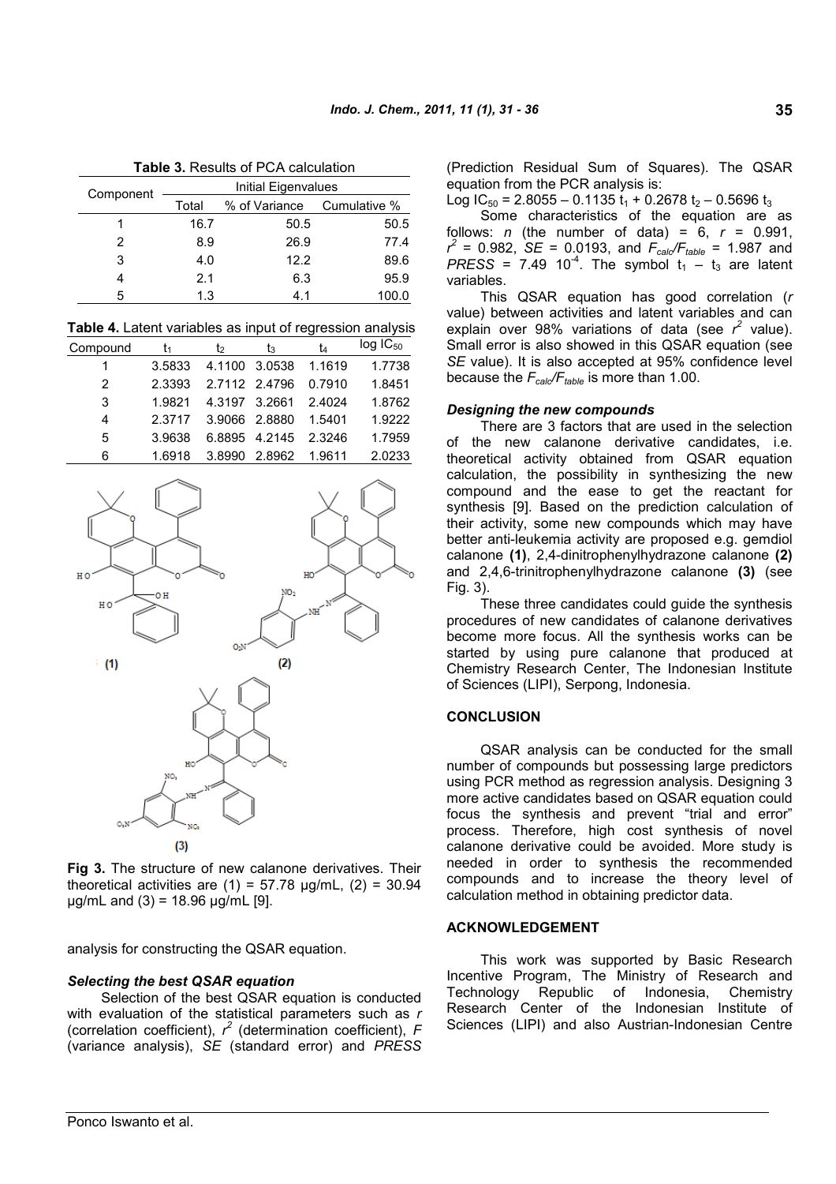**Table 3.** Results of PCA calculation

| Component | Initial Eigenvalues | | |
|---|---|---|---|
| | Total | % of Variance | Cumulative % |
| 1 | 16.7 | 50.5 | 50.5 |
| 2 | 8.9 | 26.9 | 77.4 |
| 3 | 4.0 | 12.2 | 89.6 |
| 4 | 2.1 | 6.3 | 95.9 |
| 5 | 1.3 | 4.1 | 100.0 |

**Table 4.** Latent variables as input of regression analysis

| Compound | $t_1$ | $t_2$ | $t_3$ | $t_4$ | log $IC_{50}$ |
|---|---|---|---|---|---|
| 1 | 3.5833 | 4.1100 | 3.0538 | 1.1619 | 1.7738 |
| 2 | 2.3393 | 2.7112 | 2.4796 | 0.7910 | 1.8451 |
| 3 | 1.9821 | 4.3197 | 3.2661 | 2.4024 | 1.8762 |
| 4 | 2.3717 | 3.9066 | 2.8880 | 1.5401 | 1.9222 |
| 5 | 3.9638 | 6.8895 | 4.2145 | 2.3246 | 1.7959 |
| 6 | 1.6918 | 3.8990 | 2.8962 | 1.9611 | 2.0233 |

**Fig 3.** The structure of new calanone derivatives. Their theoretical activities are (1) = 57.78 µg/mL, (2) = 30.94 µg/mL and (3) = 18.96 µg/mL [9].

analysis for constructing the QSAR equation.

### *Selecting the best QSAR equation*

Selection of the best QSAR equation is conducted with evaluation of the statistical parameters such as *r* (correlation coefficient), $r^2$ (determination coefficient), *F* (variance analysis), *SE* (standard error) and *PRESS* (Prediction Residual Sum of Squares). The QSAR equation from the PCR analysis is:

$$\text{Log } IC_{50} = 2.8055 - 0.1135\ t_1 + 0.2678\ t_2 - 0.5696\ t_3$$

Some characteristics of the equation are as follows: *n* (the number of data) = 6, *r* = 0.991, $r^2$ = 0.982, *SE* = 0.0193, and $F_{calc}/F_{table}$ = 1.987 and *PRESS* = 7.49 $10^{-4}$. The symbol $t_1 - t_3$ are latent variables.

This QSAR equation has good correlation (*r* value) between activities and latent variables and can explain over 98% variations of data (see $r^2$ value). Small error is also showed in this QSAR equation (see *SE* value). It is also accepted at 95% confidence level because the $F_{calc}/F_{table}$ is more than 1.00.

### *Designing the new compounds*

There are 3 factors that are used in the selection of the new calanone derivative candidates, i.e. theoretical activity obtained from QSAR equation calculation, the possibility in synthesizing the new compound and the ease to get the reactant for synthesis [9]. Based on the prediction calculation of their activity, some new compounds which may have better anti-leukemia activity are proposed e.g. gemdiol calanone **(1)**, 2,4-dinitrophenylhydrazone calanone **(2)** and 2,4,6-trinitrophenylhydrazone calanone **(3)** (see Fig. 3).

These three candidates could guide the synthesis procedures of new candidates of calanone derivatives become more focus. All the synthesis works can be started by using pure calanone that produced at Chemistry Research Center, The Indonesian Institute of Sciences (LIPI), Serpong, Indonesia.

## CONCLUSION

QSAR analysis can be conducted for the small number of compounds but possessing large predictors using PCR method as regression analysis. Designing 3 more active candidates based on QSAR equation could focus the synthesis and prevent "trial and error" process. Therefore, high cost synthesis of novel calanone derivative could be avoided. More study is needed in order to synthesis the recommended compounds and to increase the theory level of calculation method in obtaining predictor data.

## ACKNOWLEDGEMENT

This work was supported by Basic Research Incentive Program, The Ministry of Research and Technology Republic of Indonesia, Chemistry Research Center of the Indonesian Institute of Sciences (LIPI) and also Austrian-Indonesian Centre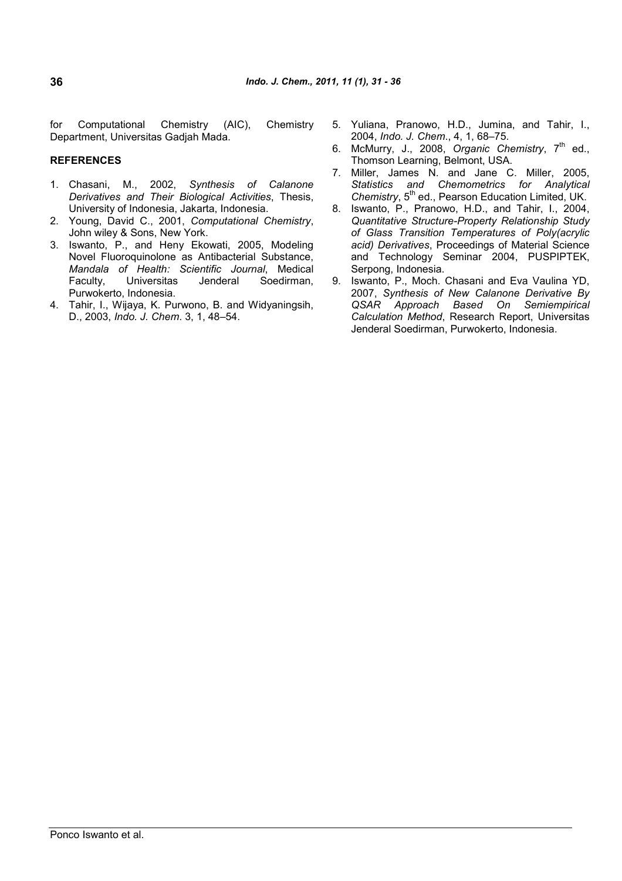for Computational Chemistry (AIC), Chemistry Department, Universitas Gadjah Mada.

## REFERENCES

1. Chasani, M., 2002, *Synthesis of Calanone Derivatives and Their Biological Activities*, Thesis, University of Indonesia, Jakarta, Indonesia.
2. Young, David C., 2001, *Computational Chemistry*, John wiley & Sons, New York.
3. Iswanto, P., and Heny Ekowati, 2005, Modeling Novel Fluoroquinolone as Antibacterial Substance, *Mandala of Health: Scientific Journal*, Medical Faculty, Universitas Jenderal Soedirman, Purwokerto, Indonesia.
4. Tahir, I., Wijaya, K. Purwono, B. and Widyaningsih, D., 2003, *Indo. J. Chem*. 3, 1, 48–54.
5. Yuliana, Pranowo, H.D., Jumina, and Tahir, I., 2004, *Indo. J. Chem*., 4, 1, 68–75.
6. McMurry, J., 2008, *Organic Chemistry*, 7th ed., Thomson Learning, Belmont, USA.
7. Miller, James N. and Jane C. Miller, 2005, *Statistics and Chemometrics for Analytical Chemistry*, 5th ed., Pearson Education Limited, UK.
8. Iswanto, P., Pranowo, H.D., and Tahir, I., 2004, *Quantitative Structure-Property Relationship Study of Glass Transition Temperatures of Poly(acrylic acid) Derivatives*, Proceedings of Material Science and Technology Seminar 2004, PUSPIPTEK, Serpong, Indonesia.
9. Iswanto, P., Moch. Chasani and Eva Vaulina YD, 2007, *Synthesis of New Calanone Derivative By QSAR Approach Based On Semiempirical Calculation Method*, Research Report, Universitas Jenderal Soedirman, Purwokerto, Indonesia.